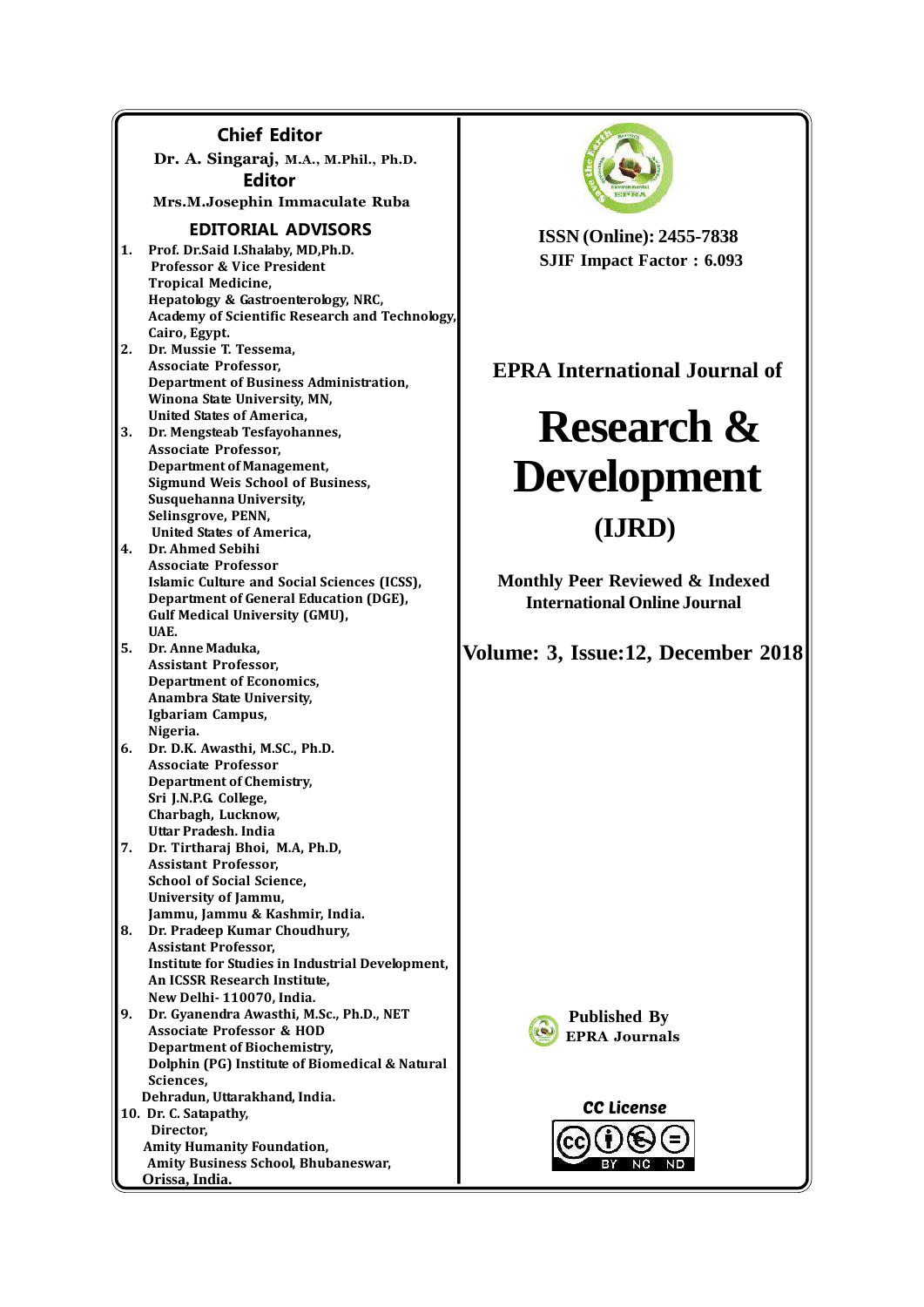## Chief Editor

**Dr. A. Singaraj, M.A., M.Phil., Ph.D.**

## Editor

**Mrs.M.Josephin Immaculate Ruba**

## EDITORIAL ADVISORS

1. **Prof. Dr.Said I.Shalaby, MD,Ph.D.**
   Professor & Vice President
   Tropical Medicine,
   Hepatology & Gastroenterology, NRC,
   Academy of Scientific Research and Technology,
   Cairo, Egypt.
2. **Dr. Mussie T. Tessema,**
   Associate Professor,
   Department of Business Administration,
   Winona State University, MN,
   United States of America,
3. **Dr. Mengsteab Tesfayohannes,**
   Associate Professor,
   Department of Management,
   Sigmund Weis School of Business,
   Susquehanna University,
   Selinsgrove, PENN,
   United States of America,
4. **Dr. Ahmed Sebihi**
   Associate Professor
   Islamic Culture and Social Sciences (ICSS),
   Department of General Education (DGE),
   Gulf Medical University (GMU),
   UAE.
5. **Dr. Anne Maduka,**
   Assistant Professor,
   Department of Economics,
   Anambra State University,
   Igbariam Campus,
   Nigeria.
6. **Dr. D.K. Awasthi, M.SC., Ph.D.**
   Associate Professor
   Department of Chemistry,
   Sri J.N.P.G. College,
   Charbagh, Lucknow,
   Uttar Pradesh. India
7. **Dr. Tirtharaj Bhoi, M.A, Ph.D,**
   Assistant Professor,
   School of Social Science,
   University of Jammu,
   Jammu, Jammu & Kashmir, India.
8. **Dr. Pradeep Kumar Choudhury,**
   Assistant Professor,
   Institute for Studies in Industrial Development,
   An ICSSR Research Institute,
   New Delhi- 110070, India.
9. **Dr. Gyanendra Awasthi, M.Sc., Ph.D., NET**
   Associate Professor & HOD
   Department of Biochemistry,
   Dolphin (PG) Institute of Biomedical & Natural Sciences,
   Dehradun, Uttarakhand, India.
10. **Dr. C. Satapathy,**
    Director,
    Amity Humanity Foundation,
    Amity Business School, Bhubaneswar,
    Orissa, India.

**ISSN (Online): 2455-7838**
**SJIF Impact Factor : 6.093**

# EPRA International Journal of Research & Development (IJRD)

**Monthly Peer Reviewed & Indexed International Online Journal**

**Volume: 3, Issue:12, December 2018**

**Published By EPRA Journals**

**CC License**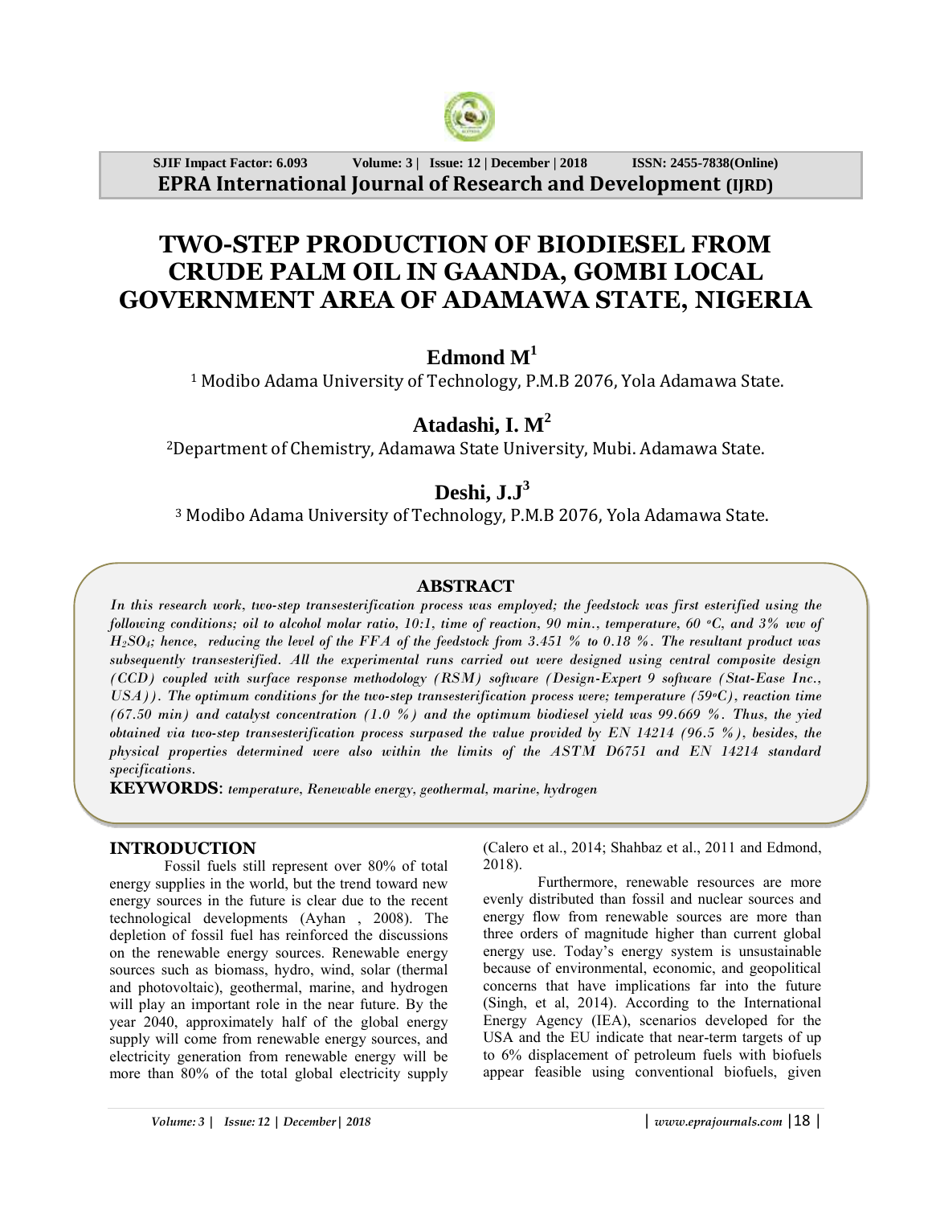# TWO-STEP PRODUCTION OF BIODIESEL FROM CRUDE PALM OIL IN GAANDA, GOMBI LOCAL GOVERNMENT AREA OF ADAMAWA STATE, NIGERIA

**Edmond M[1]**

[1] Modibo Adama University of Technology, P.M.B 2076, Yola Adamawa State.

**Atadashi, I. M[2]**

[2]Department of Chemistry, Adamawa State University, Mubi. Adamawa State.

**Deshi, J.J[3]**

[3] Modibo Adama University of Technology, P.M.B 2076, Yola Adamawa State.

## ABSTRACT

*In this research work, two-step transesterification process was employed; the feedstock was first esterified using the following conditions; oil to alcohol molar ratio, 10:1, time of reaction, 90 min., temperature, 60 °C, and 3% ww of $H_2SO_4$; hence, reducing the level of the FFA of the feedstock from 3.451 % to 0.18 %. The resultant product was subsequently transesterified. All the experimental runs carried out were designed using central composite design (CCD) coupled with surface response methodology (RSM) software (Design-Expert 9 software (Stat-Ease Inc., USA)). The optimum conditions for the two-step transesterification process were; temperature (59°C), reaction time (67.50 min) and catalyst concentration (1.0 %) and the optimum biodiesel yield was 99.669 %. Thus, the yied obtained via two-step transesterification process surpased the value provided by EN 14214 (96.5 %), besides, the physical properties determined were also within the limits of the ASTM D6751 and EN 14214 standard specifications.*

**KEYWORDS**: *temperature, Renewable energy, geothermal, marine, hydrogen*

## INTRODUCTION

Fossil fuels still represent over 80% of total energy supplies in the world, but the trend toward new energy sources in the future is clear due to the recent technological developments (Ayhan , 2008). The depletion of fossil fuel has reinforced the discussions on the renewable energy sources. Renewable energy sources such as biomass, hydro, wind, solar (thermal and photovoltaic), geothermal, marine, and hydrogen will play an important role in the near future. By the year 2040, approximately half of the global energy supply will come from renewable energy sources, and electricity generation from renewable energy will be more than 80% of the total global electricity supply (Calero et al., 2014; Shahbaz et al., 2011 and Edmond, 2018).

Furthermore, renewable resources are more evenly distributed than fossil and nuclear sources and energy flow from renewable sources are more than three orders of magnitude higher than current global energy use. Today's energy system is unsustainable because of environmental, economic, and geopolitical concerns that have implications far into the future (Singh, et al, 2014). According to the International Energy Agency (IEA), scenarios developed for the USA and the EU indicate that near-term targets of up to 6% displacement of petroleum fuels with biofuels appear feasible using conventional biofuels, given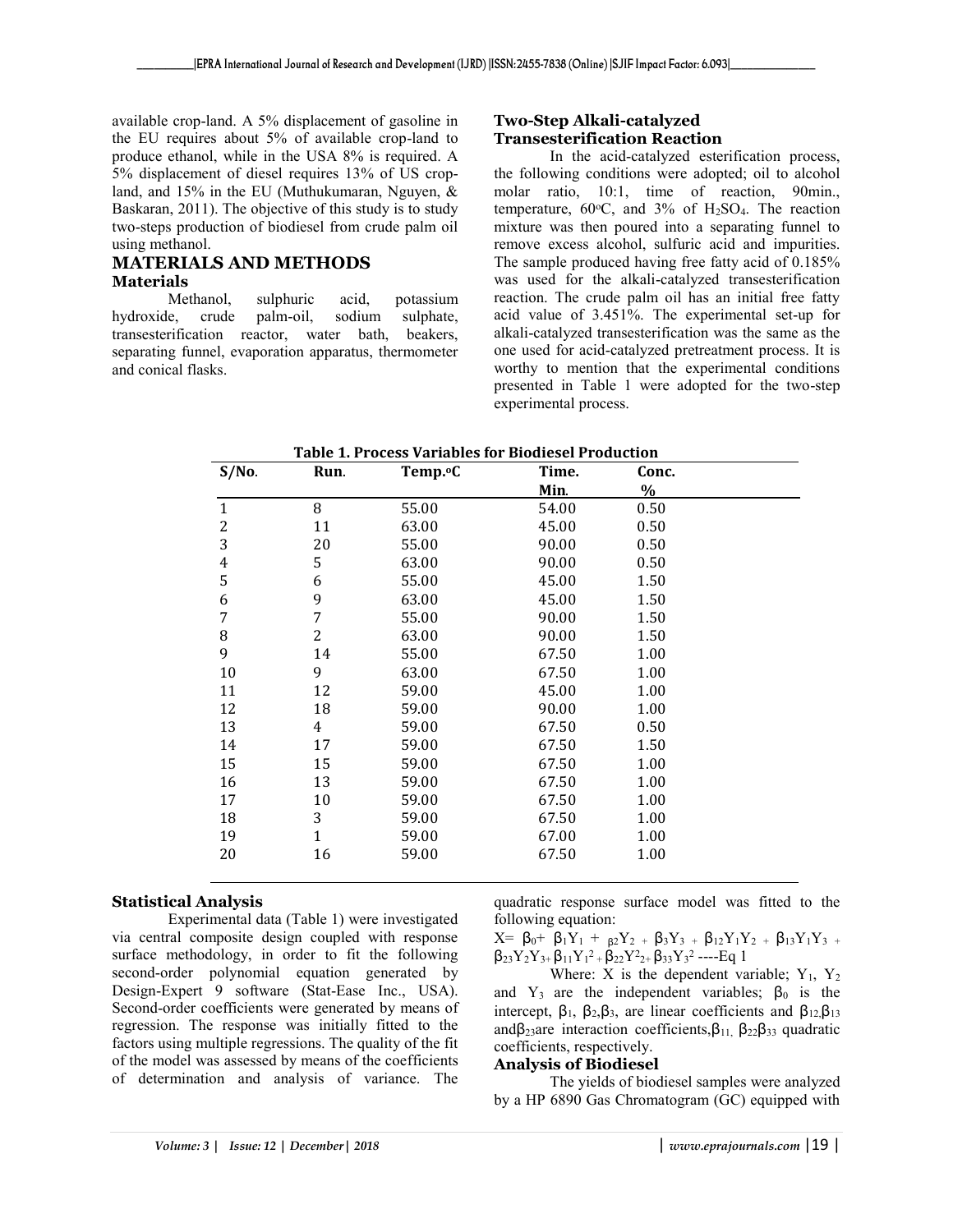available crop-land. A 5% displacement of gasoline in the EU requires about 5% of available crop-land to produce ethanol, while in the USA 8% is required. A 5% displacement of diesel requires 13% of US crop-land, and 15% in the EU (Muthukumaran, Nguyen, & Baskaran, 2011). The objective of this study is to study two-steps production of biodiesel from crude palm oil using methanol.

## MATERIALS AND METHODS

### Materials

Methanol, sulphuric acid, potassium hydroxide, crude palm-oil, sodium sulphate, transesterification reactor, water bath, beakers, separating funnel, evaporation apparatus, thermometer and conical flasks.

### Two-Step Alkali-catalyzed Transesterification Reaction

In the acid-catalyzed esterification process, the following conditions were adopted; oil to alcohol molar ratio, 10:1, time of reaction, 90min., temperature, 60°C, and 3% of $H_2SO_4$. The reaction mixture was then poured into a separating funnel to remove excess alcohol, sulfuric acid and impurities. The sample produced having free fatty acid of 0.185% was used for the alkali-catalyzed transesterification reaction. The crude palm oil has an initial free fatty acid value of 3.451%. The experimental set-up for alkali-catalyzed transesterification was the same as the one used for acid-catalyzed pretreatment process. It is worthy to mention that the experimental conditions presented in Table 1 were adopted for the two-step experimental process.

**Table 1. Process Variables for Biodiesel Production**

| S/No. | Run. | Temp.°C | Time. Min. | Conc. % |
|---|---|---|---|---|
| 1 | 8 | 55.00 | 54.00 | 0.50 |
| 2 | 11 | 63.00 | 45.00 | 0.50 |
| 3 | 20 | 55.00 | 90.00 | 0.50 |
| 4 | 5 | 63.00 | 90.00 | 0.50 |
| 5 | 6 | 55.00 | 45.00 | 1.50 |
| 6 | 9 | 63.00 | 45.00 | 1.50 |
| 7 | 7 | 55.00 | 90.00 | 1.50 |
| 8 | 2 | 63.00 | 90.00 | 1.50 |
| 9 | 14 | 55.00 | 67.50 | 1.00 |
| 10 | 9 | 63.00 | 67.50 | 1.00 |
| 11 | 12 | 59.00 | 45.00 | 1.00 |
| 12 | 18 | 59.00 | 90.00 | 1.00 |
| 13 | 4 | 59.00 | 67.50 | 0.50 |
| 14 | 17 | 59.00 | 67.50 | 1.50 |
| 15 | 15 | 59.00 | 67.50 | 1.00 |
| 16 | 13 | 59.00 | 67.50 | 1.00 |
| 17 | 10 | 59.00 | 67.50 | 1.00 |
| 18 | 3 | 59.00 | 67.50 | 1.00 |
| 19 | 1 | 59.00 | 67.00 | 1.00 |
| 20 | 16 | 59.00 | 67.50 | 1.00 |

### Statistical Analysis

Experimental data (Table 1) were investigated via central composite design coupled with response surface methodology, in order to fit the following second-order polynomial equation generated by Design-Expert 9 software (Stat-Ease Inc., USA). Second-order coefficients were generated by means of regression. The response was initially fitted to the factors using multiple regressions. The quality of the fit of the model was assessed by means of the coefficients of determination and analysis of variance. The quadratic response surface model was fitted to the following equation:

$$X = \beta_0 + \beta_1 Y_1 + \beta_2 Y_2 + \beta_3 Y_3 + \beta_{12} Y_1 Y_2 + \beta_{13} Y_1 Y_3 + \beta_{23} Y_2 Y_3 + \beta_{11} Y_1^2 + \beta_{22} Y_2^2 + \beta_{33} Y_3^2 \text{ ----Eq 1}$$

Where: X is the dependent variable; $Y_1$, $Y_2$ and $Y_3$ are the independent variables; $\beta_0$ is the intercept, $\beta_1$, $\beta_2$, $\beta_3$, are linear coefficients and $\beta_{12}$, $\beta_{13}$ and $\beta_{23}$ are interaction coefficients, $\beta_{11}$, $\beta_{22}$ $\beta_{33}$ quadratic coefficients, respectively.

### Analysis of Biodiesel

The yields of biodiesel samples were analyzed by a HP 6890 Gas Chromatogram (GC) equipped with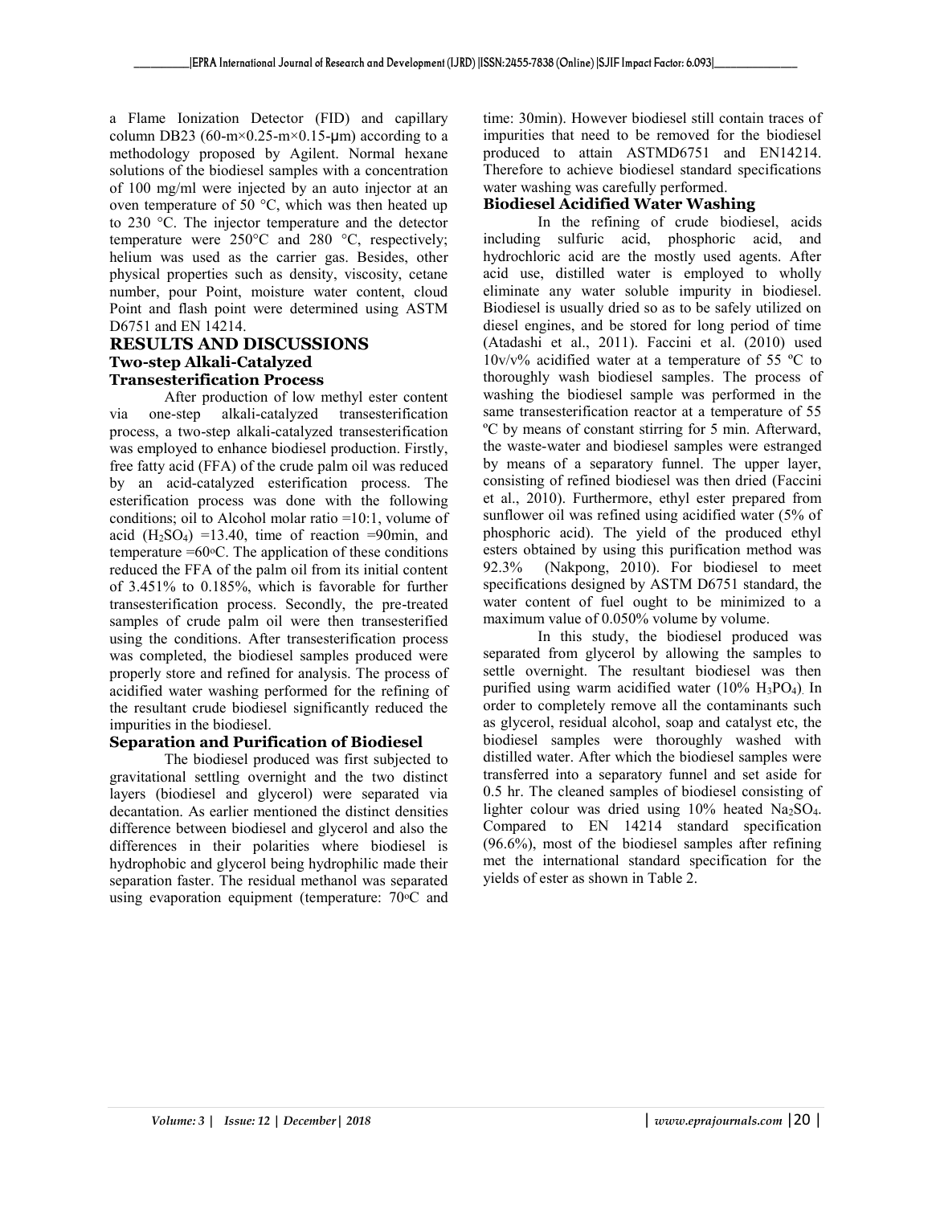a Flame Ionization Detector (FID) and capillary column DB23 (60-m×0.25-m×0.15-μm) according to a methodology proposed by Agilent. Normal hexane solutions of the biodiesel samples with a concentration of 100 mg/ml were injected by an auto injector at an oven temperature of 50 °C, which was then heated up to 230 °C. The injector temperature and the detector temperature were 250°C and 280 °C, respectively; helium was used as the carrier gas. Besides, other physical properties such as density, viscosity, cetane number, pour Point, moisture water content, cloud Point and flash point were determined using ASTM D6751 and EN 14214.

## RESULTS AND DISCUSSIONS

### Two-step Alkali-Catalyzed Transesterification Process

After production of low methyl ester content via one-step alkali-catalyzed transesterification process, a two-step alkali-catalyzed transesterification was employed to enhance biodiesel production. Firstly, free fatty acid (FFA) of the crude palm oil was reduced by an acid-catalyzed esterification process. The esterification process was done with the following conditions; oil to Alcohol molar ratio =10:1, volume of acid ($H_2SO_4$) =13.40, time of reaction =90min, and temperature =60°C. The application of these conditions reduced the FFA of the palm oil from its initial content of 3.451% to 0.185%, which is favorable for further transesterification process. Secondly, the pre-treated samples of crude palm oil were then transesterified using the conditions. After transesterification process was completed, the biodiesel samples produced were properly store and refined for analysis. The process of acidified water washing performed for the refining of the resultant crude biodiesel significantly reduced the impurities in the biodiesel.

### Separation and Purification of Biodiesel

The biodiesel produced was first subjected to gravitational settling overnight and the two distinct layers (biodiesel and glycerol) were separated via decantation. As earlier mentioned the distinct densities difference between biodiesel and glycerol and also the differences in their polarities where biodiesel is hydrophobic and glycerol being hydrophilic made their separation faster. The residual methanol was separated using evaporation equipment (temperature: 70°C and time: 30min). However biodiesel still contain traces of impurities that need to be removed for the biodiesel produced to attain ASTMD6751 and EN14214. Therefore to achieve biodiesel standard specifications water washing was carefully performed.

### Biodiesel Acidified Water Washing

In the refining of crude biodiesel, acids including sulfuric acid, phosphoric acid, and hydrochloric acid are the mostly used agents. After acid use, distilled water is employed to wholly eliminate any water soluble impurity in biodiesel. Biodiesel is usually dried so as to be safely utilized on diesel engines, and be stored for long period of time (Atadashi et al., 2011). Faccini et al. (2010) used 10v/v% acidified water at a temperature of 55 ºC to thoroughly wash biodiesel samples. The process of washing the biodiesel sample was performed in the same transesterification reactor at a temperature of 55 ºC by means of constant stirring for 5 min. Afterward, the waste-water and biodiesel samples were estranged by means of a separatory funnel. The upper layer, consisting of refined biodiesel was then dried (Faccini et al., 2010). Furthermore, ethyl ester prepared from sunflower oil was refined using acidified water (5% of phosphoric acid). The yield of the produced ethyl esters obtained by using this purification method was 92.3% (Nakpong, 2010). For biodiesel to meet specifications designed by ASTM D6751 standard, the water content of fuel ought to be minimized to a maximum value of 0.050% volume by volume.

In this study, the biodiesel produced was separated from glycerol by allowing the samples to settle overnight. The resultant biodiesel was then purified using warm acidified water (10% $H_3PO_4$). In order to completely remove all the contaminants such as glycerol, residual alcohol, soap and catalyst etc, the biodiesel samples were thoroughly washed with distilled water. After which the biodiesel samples were transferred into a separatory funnel and set aside for 0.5 hr. The cleaned samples of biodiesel consisting of lighter colour was dried using 10% heated $Na_2SO_4$. Compared to EN 14214 standard specification (96.6%), most of the biodiesel samples after refining met the international standard specification for the yields of ester as shown in Table 2.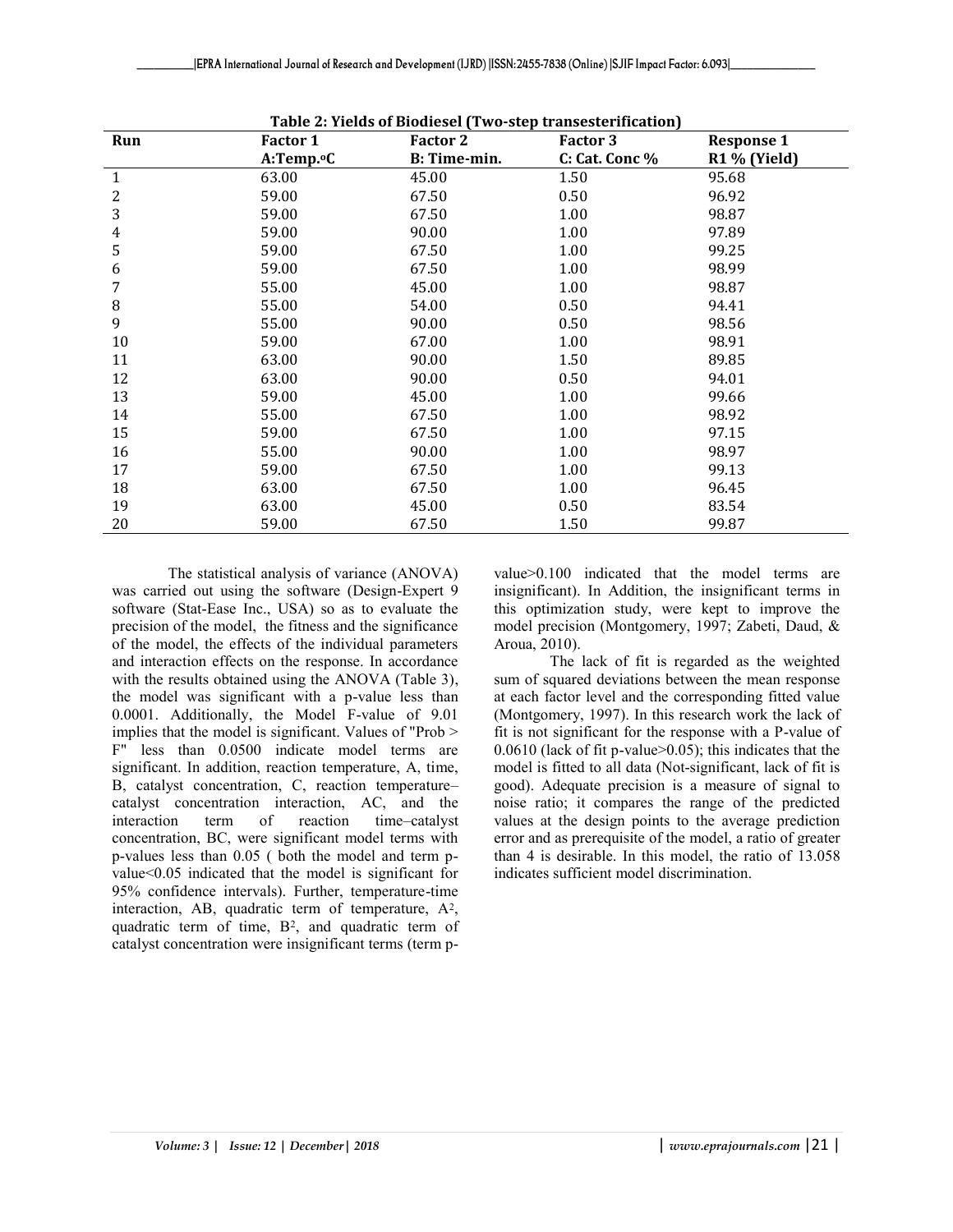**Table 2: Yields of Biodiesel (Two-step transesterification)**

| Run | Factor 1<br>A:Temp.°C | Factor 2<br>B: Time-min. | Factor 3<br>C: Cat. Conc % | Response 1<br>R1 % (Yield) |
|---|---|---|---|---|
| 1 | 63.00 | 45.00 | 1.50 | 95.68 |
| 2 | 59.00 | 67.50 | 0.50 | 96.92 |
| 3 | 59.00 | 67.50 | 1.00 | 98.87 |
| 4 | 59.00 | 90.00 | 1.00 | 97.89 |
| 5 | 59.00 | 67.50 | 1.00 | 99.25 |
| 6 | 59.00 | 67.50 | 1.00 | 98.99 |
| 7 | 55.00 | 45.00 | 1.00 | 98.87 |
| 8 | 55.00 | 54.00 | 0.50 | 94.41 |
| 9 | 55.00 | 90.00 | 0.50 | 98.56 |
| 10 | 59.00 | 67.00 | 1.00 | 98.91 |
| 11 | 63.00 | 90.00 | 1.50 | 89.85 |
| 12 | 63.00 | 90.00 | 0.50 | 94.01 |
| 13 | 59.00 | 45.00 | 1.00 | 99.66 |
| 14 | 55.00 | 67.50 | 1.00 | 98.92 |
| 15 | 59.00 | 67.50 | 1.00 | 97.15 |
| 16 | 55.00 | 90.00 | 1.00 | 98.97 |
| 17 | 59.00 | 67.50 | 1.00 | 99.13 |
| 18 | 63.00 | 67.50 | 1.00 | 96.45 |
| 19 | 63.00 | 45.00 | 0.50 | 83.54 |
| 20 | 59.00 | 67.50 | 1.50 | 99.87 |

The statistical analysis of variance (ANOVA) was carried out using the software (Design-Expert 9 software (Stat-Ease Inc., USA) so as to evaluate the precision of the model, the fitness and the significance of the model, the effects of the individual parameters and interaction effects on the response. In accordance with the results obtained using the ANOVA (Table 3), the model was significant with a p-value less than 0.0001. Additionally, the Model F-value of 9.01 implies that the model is significant. Values of "Prob > F" less than 0.0500 indicate model terms are significant. In addition, reaction temperature, A, time, B, catalyst concentration, C, reaction temperature–catalyst concentration interaction, AC, and the interaction term of reaction time–catalyst concentration, BC, were significant model terms with p-values less than 0.05 ( both the model and term p-value<0.05 indicated that the model is significant for 95% confidence intervals). Further, temperature-time interaction, AB, quadratic term of temperature, $A^2$, quadratic term of time, $B^2$, and quadratic term of catalyst concentration were insignificant terms (term p-value>0.100 indicated that the model terms are insignificant). In Addition, the insignificant terms in this optimization study, were kept to improve the model precision (Montgomery, 1997; Zabeti, Daud, & Aroua, 2010).

The lack of fit is regarded as the weighted sum of squared deviations between the mean response at each factor level and the corresponding fitted value (Montgomery, 1997). In this research work the lack of fit is not significant for the response with a P-value of 0.0610 (lack of fit p-value>0.05); this indicates that the model is fitted to all data (Not-significant, lack of fit is good). Adequate precision is a measure of signal to noise ratio; it compares the range of the predicted values at the design points to the average prediction error and as prerequisite of the model, a ratio of greater than 4 is desirable. In this model, the ratio of 13.058 indicates sufficient model discrimination.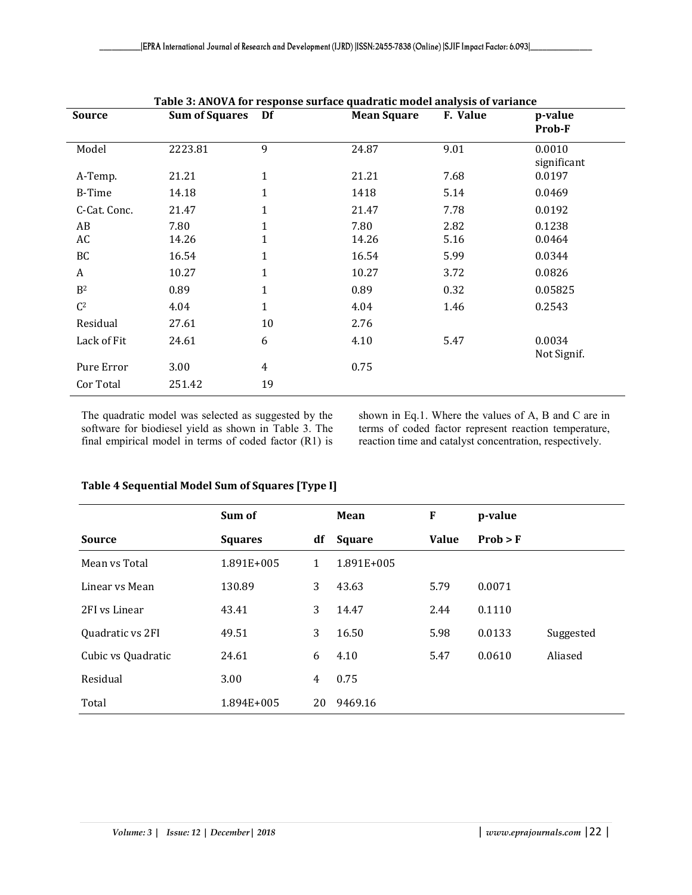**Table 3: ANOVA for response surface quadratic model analysis of variance**

| Source | Sum of Squares | Df | Mean Square | F. Value | p-value Prob-F |
|---|---|---|---|---|---|
| Model | 2223.81 | 9 | 24.87 | 9.01 | 0.0010 significant |
| A-Temp. | 21.21 | 1 | 21.21 | 7.68 | 0.0197 |
| B-Time | 14.18 | 1 | 1418 | 5.14 | 0.0469 |
| C-Cat. Conc. | 21.47 | 1 | 21.47 | 7.78 | 0.0192 |
| AB | 7.80 | 1 | 7.80 | 2.82 | 0.1238 |
| AC | 14.26 | 1 | 14.26 | 5.16 | 0.0464 |
| BC | 16.54 | 1 | 16.54 | 5.99 | 0.0344 |
| A | 10.27 | 1 | 10.27 | 3.72 | 0.0826 |
| $B^2$ | 0.89 | 1 | 0.89 | 0.32 | 0.05825 |
| $C^2$ | 4.04 | 1 | 4.04 | 1.46 | 0.2543 |
| Residual | 27.61 | 10 | 2.76 | | |
| Lack of Fit | 24.61 | 6 | 4.10 | 5.47 | 0.0034 Not Signif. |
| Pure Error | 3.00 | 4 | 0.75 | | |
| Cor Total | 251.42 | 19 | | | |

The quadratic model was selected as suggested by the software for biodiesel yield as shown in Table 3. The final empirical model in terms of coded factor (R1) is shown in Eq.1. Where the values of A, B and C are in terms of coded factor represent reaction temperature, reaction time and catalyst concentration, respectively.

**Table 4 Sequential Model Sum of Squares [Type I]**

| Source | Sum of Squares | df | Mean Square | F Value | p-value Prob > F | |
|---|---|---|---|---|---|---|
| Mean vs Total | 1.891E+005 | 1 | 1.891E+005 | | | |
| Linear vs Mean | 130.89 | 3 | 43.63 | 5.79 | 0.0071 | |
| 2FI vs Linear | 43.41 | 3 | 14.47 | 2.44 | 0.1110 | |
| Quadratic vs 2FI | 49.51 | 3 | 16.50 | 5.98 | 0.0133 | Suggested |
| Cubic vs Quadratic | 24.61 | 6 | 4.10 | 5.47 | 0.0610 | Aliased |
| Residual | 3.00 | 4 | 0.75 | | | |
| Total | 1.894E+005 | 20 | 9469.16 | | | |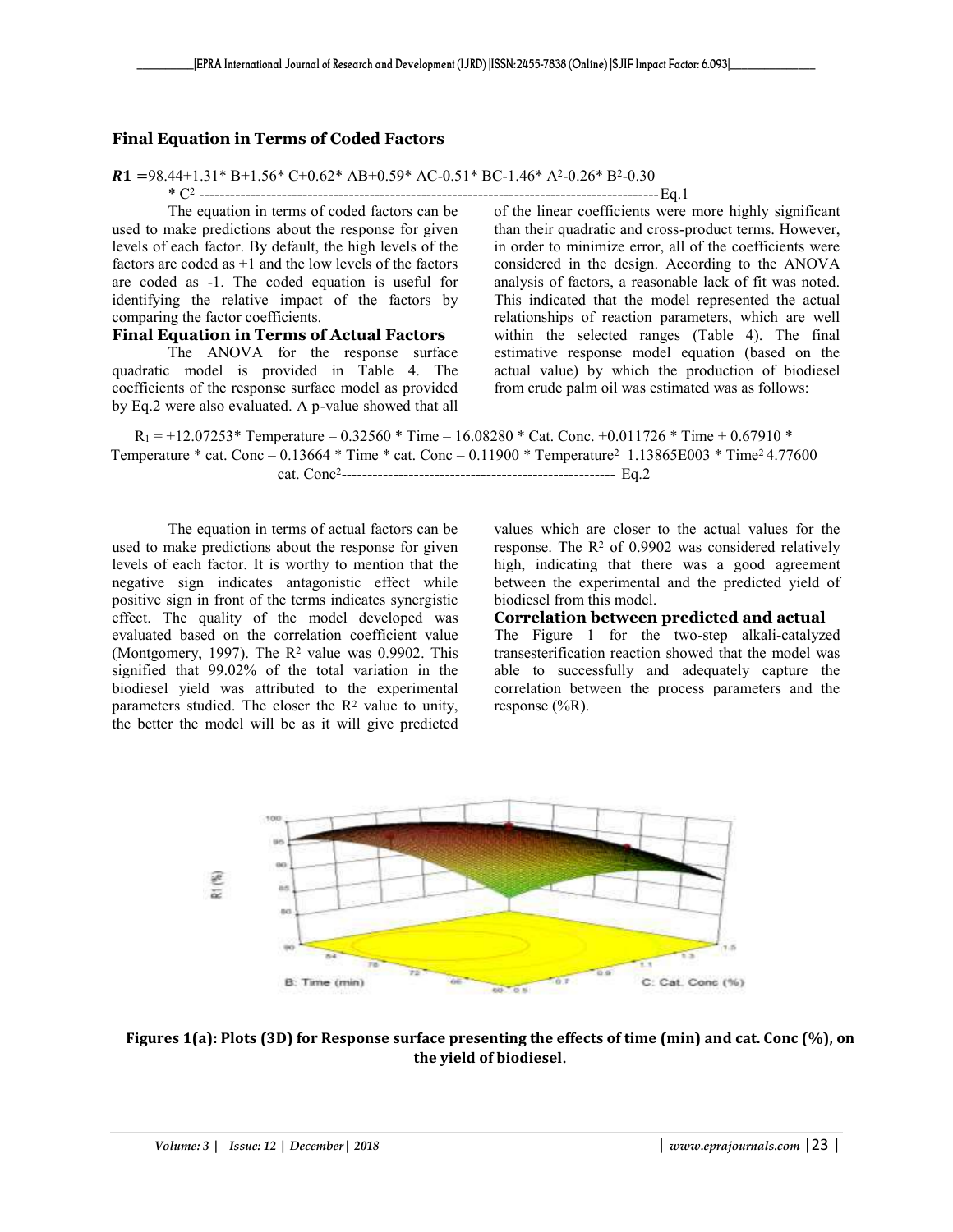### Final Equation in Terms of Coded Factors

$$\boldsymbol{R1} = 98.44 + 1.31 * B + 1.56 * C + 0.62 * AB + 0.59 * AC - 0.51 * BC - 1.46 * A^2 - 0.26 * B^2 - 0.30 * C^2 \text{ ---------- Eq.1}$$

The equation in terms of coded factors can be used to make predictions about the response for given levels of each factor. By default, the high levels of the factors are coded as +1 and the low levels of the factors are coded as -1. The coded equation is useful for identifying the relative impact of the factors by comparing the factor coefficients.

### Final Equation in Terms of Actual Factors

The ANOVA for the response surface quadratic model is provided in Table 4. The coefficients of the response surface model as provided by Eq.2 were also evaluated. A p-value showed that all of the linear coefficients were more highly significant than their quadratic and cross-product terms. However, in order to minimize error, all of the coefficients were considered in the design. According to the ANOVA analysis of factors, a reasonable lack of fit was noted. This indicated that the model represented the actual relationships of reaction parameters, which are well within the selected ranges (Table 4). The final estimative response model equation (based on the actual value) by which the production of biodiesel from crude palm oil was estimated was as follows:

$$R_1 = +12.07253 * \text{Temperature} - 0.32560 * \text{Time} - 16.08280 * \text{Cat. Conc.} + 0.011726 * \text{Time} + 0.67910 * \text{Temperature} * \text{cat. Conc} - 0.13664 * \text{Time} * \text{cat. Conc} - 0.11900 * \text{Temperature}^2 \; 1.13865E003 * \text{Time}^2 \; 4.77600 \; \text{cat. Conc}^2 \text{ ---------- Eq.2}$$

The equation in terms of actual factors can be used to make predictions about the response for given levels of each factor. It is worthy to mention that the negative sign indicates antagonistic effect while positive sign in front of the terms indicates synergistic effect. The quality of the model developed was evaluated based on the correlation coefficient value (Montgomery, 1997). The $R^2$ value was 0.9902. This signified that 99.02% of the total variation in the biodiesel yield was attributed to the experimental parameters studied. The closer the $R^2$ value to unity, the better the model will be as it will give predicted values which are closer to the actual values for the response. The $R^2$ of 0.9902 was considered relatively high, indicating that there was a good agreement between the experimental and the predicted yield of biodiesel from this model.

### Correlation between predicted and actual

The Figure 1 for the two-step alkali-catalyzed transesterification reaction showed that the model was able to successfully and adequately capture the correlation between the process parameters and the response (%R).

**Figures 1(a): Plots (3D) for Response surface presenting the effects of time (min) and cat. Conc (%), on the yield of biodiesel.**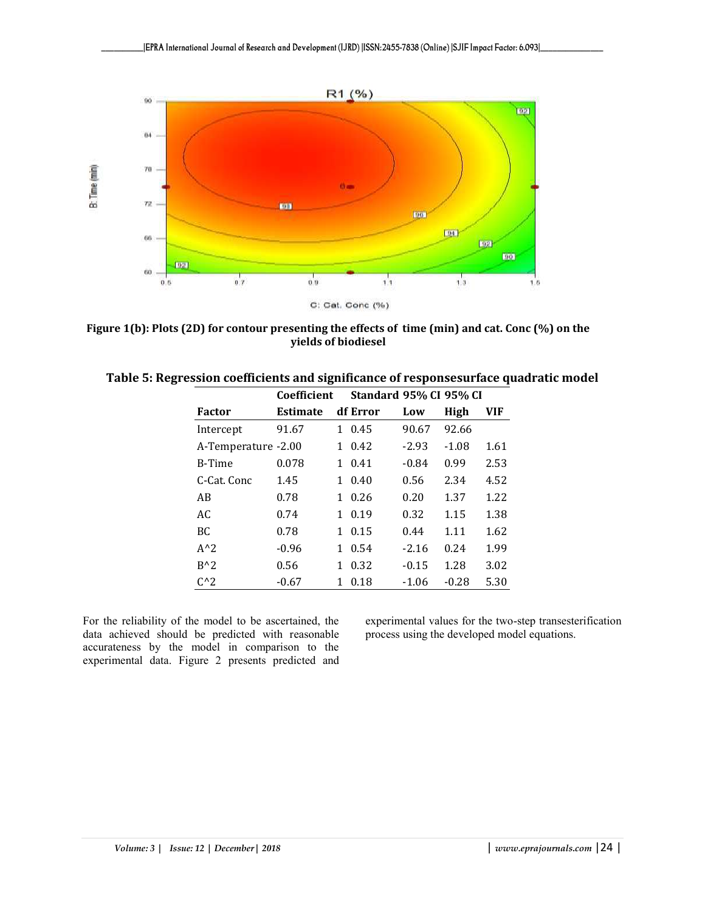**Figure 1(b): Plots (2D) for contour presenting the effects of time (min) and cat. Conc (%) on the yields of biodiesel**

**Table 5: Regression coefficients and significance of responsesurface quadratic model**

| Factor | Coefficient Estimate | df | Standard Error | 95% CI Low | 95% CI High | VIF |
|---|---|---|---|---|---|---|
| Intercept | 91.67 | 1 | 0.45 | 90.67 | 92.66 | |
| A-Temperature | -2.00 | 1 | 0.42 | -2.93 | -1.08 | 1.61 |
| B-Time | 0.078 | 1 | 0.41 | -0.84 | 0.99 | 2.53 |
| C-Cat. Conc | 1.45 | 1 | 0.40 | 0.56 | 2.34 | 4.52 |
| AB | 0.78 | 1 | 0.26 | 0.20 | 1.37 | 1.22 |
| AC | 0.74 | 1 | 0.19 | 0.32 | 1.15 | 1.38 |
| BC | 0.78 | 1 | 0.15 | 0.44 | 1.11 | 1.62 |
| A^2 | -0.96 | 1 | 0.54 | -2.16 | 0.24 | 1.99 |
| B^2 | 0.56 | 1 | 0.32 | -0.15 | 1.28 | 3.02 |
| C^2 | -0.67 | 1 | 0.18 | -1.06 | -0.28 | 5.30 |

For the reliability of the model to be ascertained, the data achieved should be predicted with reasonable accurateness by the model in comparison to the experimental data. Figure 2 presents predicted and experimental values for the two-step transesterification process using the developed model equations.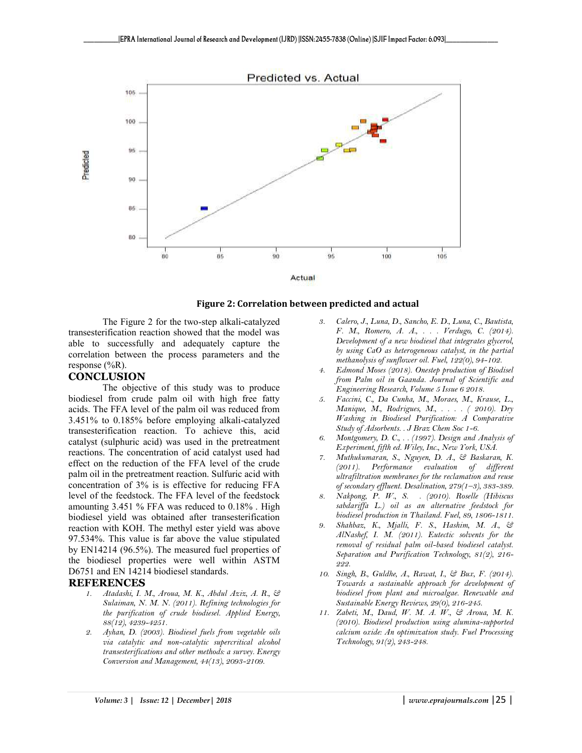Predicted vs. Actual

Predicted

105
100
95
90
85
80

80 85 90 95 100 105

Actual

**Figure 2: Correlation between predicted and actual**

The Figure 2 for the two-step alkali-catalyzed transesterification reaction showed that the model was able to successfully and adequately capture the correlation between the process parameters and the response (%R).

## CONCLUSION

The objective of this study was to produce biodiesel from crude palm oil with high free fatty acids. The FFA level of the palm oil was reduced from 3.451% to 0.185% before employing alkali-catalyzed transesterification reaction. To achieve this, acid catalyst (sulphuric acid) was used in the pretreatment reactions. The concentration of acid catalyst used had effect on the reduction of the FFA level of the crude palm oil in the pretreatment reaction. Sulfuric acid with concentration of 3% is is effective for reducing FFA level of the feedstock. The FFA level of the feedstock amounting 3.451 % FFA was reduced to 0.18% . High biodiesel yield was obtained after transesterification reaction with KOH. The methyl ester yield was above 97.534%. This value is far above the value stipulated by EN14214 (96.5%). The measured fuel properties of the biodiesel properties were well within ASTM D6751 and EN 14214 biodiesel standards.

## REFERENCES

1. *Atadashi, I. M., Aroua, M. K., Abdul Aziz, A. R., & Sulaiman, N. M. N. (2011). Refining technologies for the purification of crude biodiesel. Applied Energy, 88(12), 4239-4251.*
2. *Ayhan, D. (2003). Biodiesel fuels from vegetable oils via catalytic and non-catalytic supercritical alcohol transesterifications and other methods: a survey. Energy Conversion and Management, 44(13), 2093-2109.*
3. *Calero, J., Luna, D., Sancho, E. D., Luna, C., Bautista, F. M., Romero, A. A., . . . Verdugo, C. (2014). Development of a new biodiesel that integrates glycerol, by using CaO as heterogeneous catalyst, in the partial methanolysis of sunflower oil. Fuel, 122(0), 94-102.*
4. *Edmond Moses (2018). Onestep production of Biodisel from Palm oil in Gaanda. Journal of Scientific and Engineering Research, Volume 5 Issue 6 2018.*
5. *Faccini, C., Da Cunha, M., Moraes, M., Krause, L., Manique, M., Rodrigues, M., . . . . ( 2010). Dry Washing in Biodiesel Purification: A Comparative Study of Adsorbents. . J Braz Chem Soc 1-6.*
6. *Montgomery, D. C., . . (1997). Design and Analysis of Experiment, fifth ed. Wiley, Inc., New York, USA.*
7. *Muthukumaran, S., Nguyen, D. A., & Baskaran, K. (2011). Performance evaluation of different ultrafiltration membranes for the reclamation and reuse of secondary effluent. Desalination, 279(1–3), 383-389.*
8. *Nakpong, P. W., S. . (2010). Roselle (Hibiscus sabdariffa L.) oil as an alternative feedstock for biodiesel production in Thailand. Fuel, 89, 1806-1811.*
9. *Shahbaz, K., Mjalli, F. S., Hashim, M. A., & AlNashef, I. M. (2011). Eutectic solvents for the removal of residual palm oil-based biodiesel catalyst. Separation and Purification Technology, 81(2), 216-222.*
10. *Singh, B., Guldhe, A., Rawat, I., & Bux, F. (2014). Towards a sustainable approach for development of biodiesel from plant and microalgae. Renewable and Sustainable Energy Reviews, 29(0), 216-245.*
11. *Zabeti, M., Daud, W. M. A. W., & Aroua, M. K. (2010). Biodiesel production using alumina-supported calcium oxide: An optimization study. Fuel Processing Technology, 91(2), 243-248.*